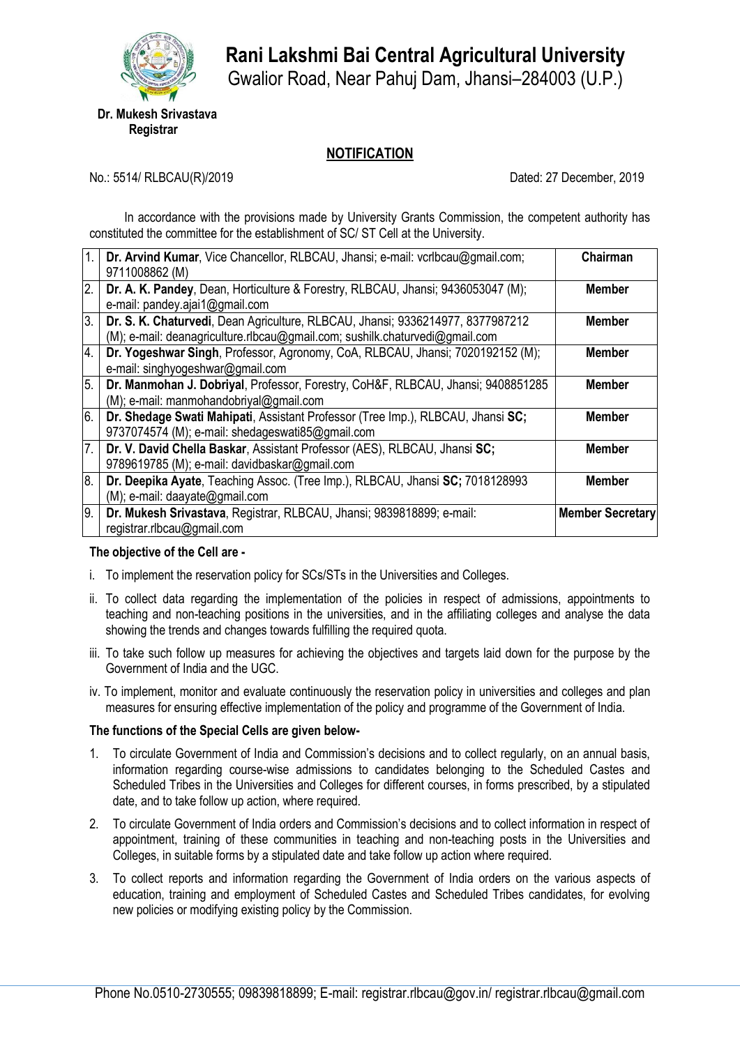# Rani Lakshmi Bai Central Agricultural University

Gwalior Road, Near Pahuj Dam, Jhansi–284003 (U.P.)

**Dr. Mukesh Srivastava**
**Registrar**

## NOTIFICATION

No.: 5514/ RLBCAU(R)/2019 Dated: 27 December, 2019

In accordance with the provisions made by University Grants Commission, the competent authority has constituted the committee for the establishment of SC/ ST Cell at the University.

| | | |
|---|---|---|
| 1. | **Dr. Arvind Kumar**, Vice Chancellor, RLBCAU, Jhansi; e-mail: vcrlbcau@gmail.com; 9711008862 (M) | **Chairman** |
| 2. | **Dr. A. K. Pandey**, Dean, Horticulture & Forestry, RLBCAU, Jhansi; 9436053047 (M); e-mail: pandey.ajai1@gmail.com | **Member** |
| 3. | **Dr. S. K. Chaturvedi**, Dean Agriculture, RLBCAU, Jhansi; 9336214977, 8377987212 (M); e-mail: deanagriculture.rlbcau@gmail.com; sushilk.chaturvedi@gmail.com | **Member** |
| 4. | **Dr. Yogeshwar Singh**, Professor, Agronomy, CoA, RLBCAU, Jhansi; 7020192152 (M); e-mail: singhyogeshwar@gmail.com | **Member** |
| 5. | **Dr. Manmohan J. Dobriyal**, Professor, Forestry, CoH&F, RLBCAU, Jhansi; 9408851285 (M); e-mail: manmohandobriyal@gmail.com | **Member** |
| 6. | **Dr. Shedage Swati Mahipati**, Assistant Professor (Tree Imp.), RLBCAU, Jhansi **SC;** 9737074574 (M); e-mail: shedageswati85@gmail.com | **Member** |
| 7. | **Dr. V. David Chella Baskar**, Assistant Professor (AES), RLBCAU, Jhansi **SC;** 9789619785 (M); e-mail: davidbaskar@gmail.com | **Member** |
| 8. | **Dr. Deepika Ayate**, Teaching Assoc. (Tree Imp.), RLBCAU, Jhansi **SC;** 7018128993 (M); e-mail: daayate@gmail.com | **Member** |
| 9. | **Dr. Mukesh Srivastava**, Registrar, RLBCAU, Jhansi; 9839818899; e-mail: registrar.rlbcau@gmail.com | **Member Secretary** |

**The objective of the Cell are -**

i. To implement the reservation policy for SCs/STs in the Universities and Colleges.

ii. To collect data regarding the implementation of the policies in respect of admissions, appointments to teaching and non-teaching positions in the universities, and in the affiliating colleges and analyse the data showing the trends and changes towards fulfilling the required quota.

iii. To take such follow up measures for achieving the objectives and targets laid down for the purpose by the Government of India and the UGC.

iv. To implement, monitor and evaluate continuously the reservation policy in universities and colleges and plan measures for ensuring effective implementation of the policy and programme of the Government of India.

**The functions of the Special Cells are given below-**

1. To circulate Government of India and Commission's decisions and to collect regularly, on an annual basis, information regarding course-wise admissions to candidates belonging to the Scheduled Castes and Scheduled Tribes in the Universities and Colleges for different courses, in forms prescribed, by a stipulated date, and to take follow up action, where required.
2. To circulate Government of India orders and Commission's decisions and to collect information in respect of appointment, training of these communities in teaching and non-teaching posts in the Universities and Colleges, in suitable forms by a stipulated date and take follow up action where required.
3. To collect reports and information regarding the Government of India orders on the various aspects of education, training and employment of Scheduled Castes and Scheduled Tribes candidates, for evolving new policies or modifying existing policy by the Commission.

Phone No.0510-2730555; 09839818899; E-mail: registrar.rlbcau@gov.in/ registrar.rlbcau@gmail.com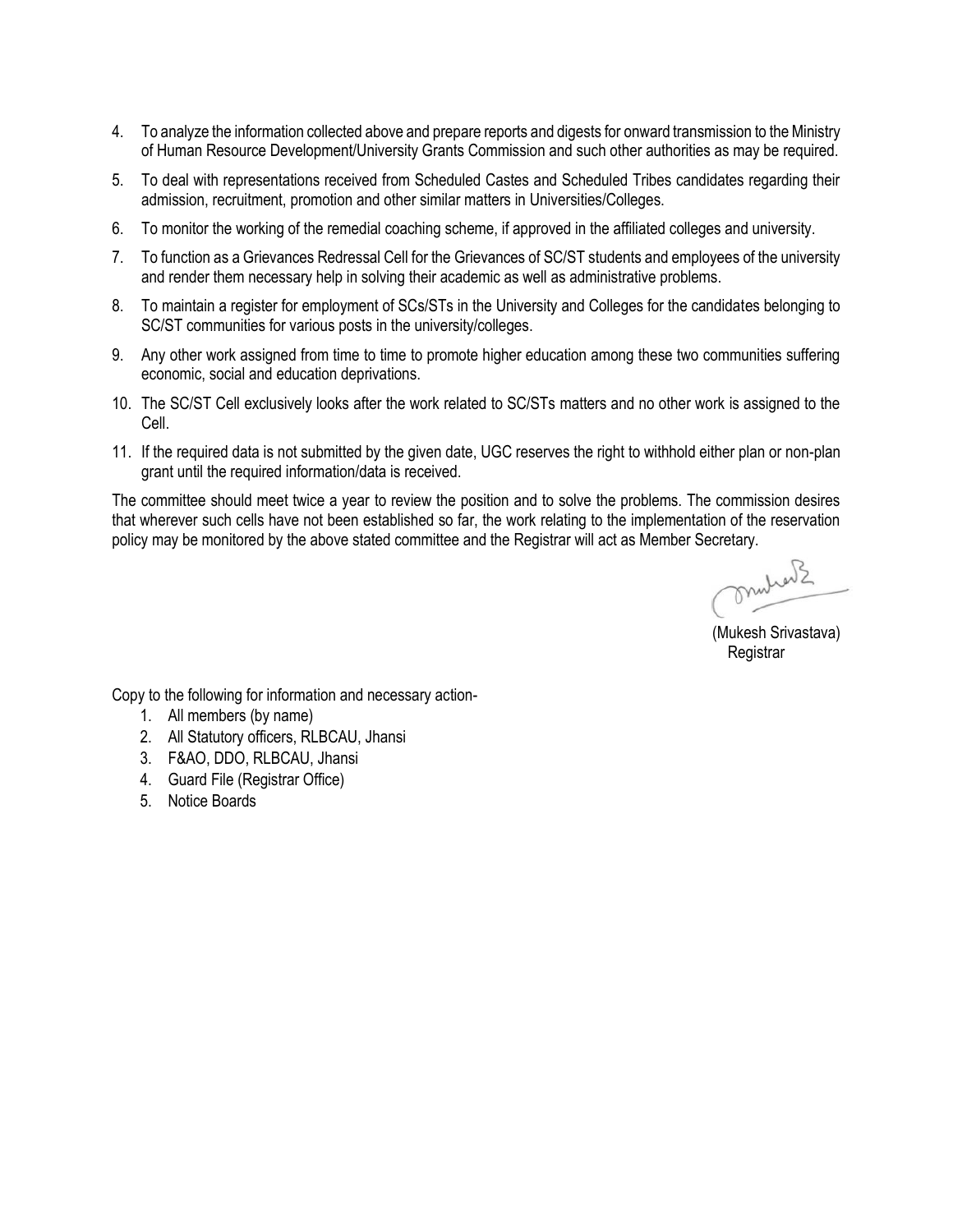4. To analyze the information collected above and prepare reports and digests for onward transmission to the Ministry of Human Resource Development/University Grants Commission and such other authorities as may be required.
5. To deal with representations received from Scheduled Castes and Scheduled Tribes candidates regarding their admission, recruitment, promotion and other similar matters in Universities/Colleges.
6. To monitor the working of the remedial coaching scheme, if approved in the affiliated colleges and university.
7. To function as a Grievances Redressal Cell for the Grievances of SC/ST students and employees of the university and render them necessary help in solving their academic as well as administrative problems.
8. To maintain a register for employment of SCs/STs in the University and Colleges for the candidates belonging to SC/ST communities for various posts in the university/colleges.
9. Any other work assigned from time to time to promote higher education among these two communities suffering economic, social and education deprivations.
10. The SC/ST Cell exclusively looks after the work related to SC/STs matters and no other work is assigned to the Cell.
11. If the required data is not submitted by the given date, UGC reserves the right to withhold either plan or non-plan grant until the required information/data is received.

The committee should meet twice a year to review the position and to solve the problems. The commission desires that wherever such cells have not been established so far, the work relating to the implementation of the reservation policy may be monitored by the above stated committee and the Registrar will act as Member Secretary.

(Mukesh Srivastava)
Registrar

Copy to the following for information and necessary action-

1. All members (by name)
2. All Statutory officers, RLBCAU, Jhansi
3. F&AO, DDO, RLBCAU, Jhansi
4. Guard File (Registrar Office)
5. Notice Boards